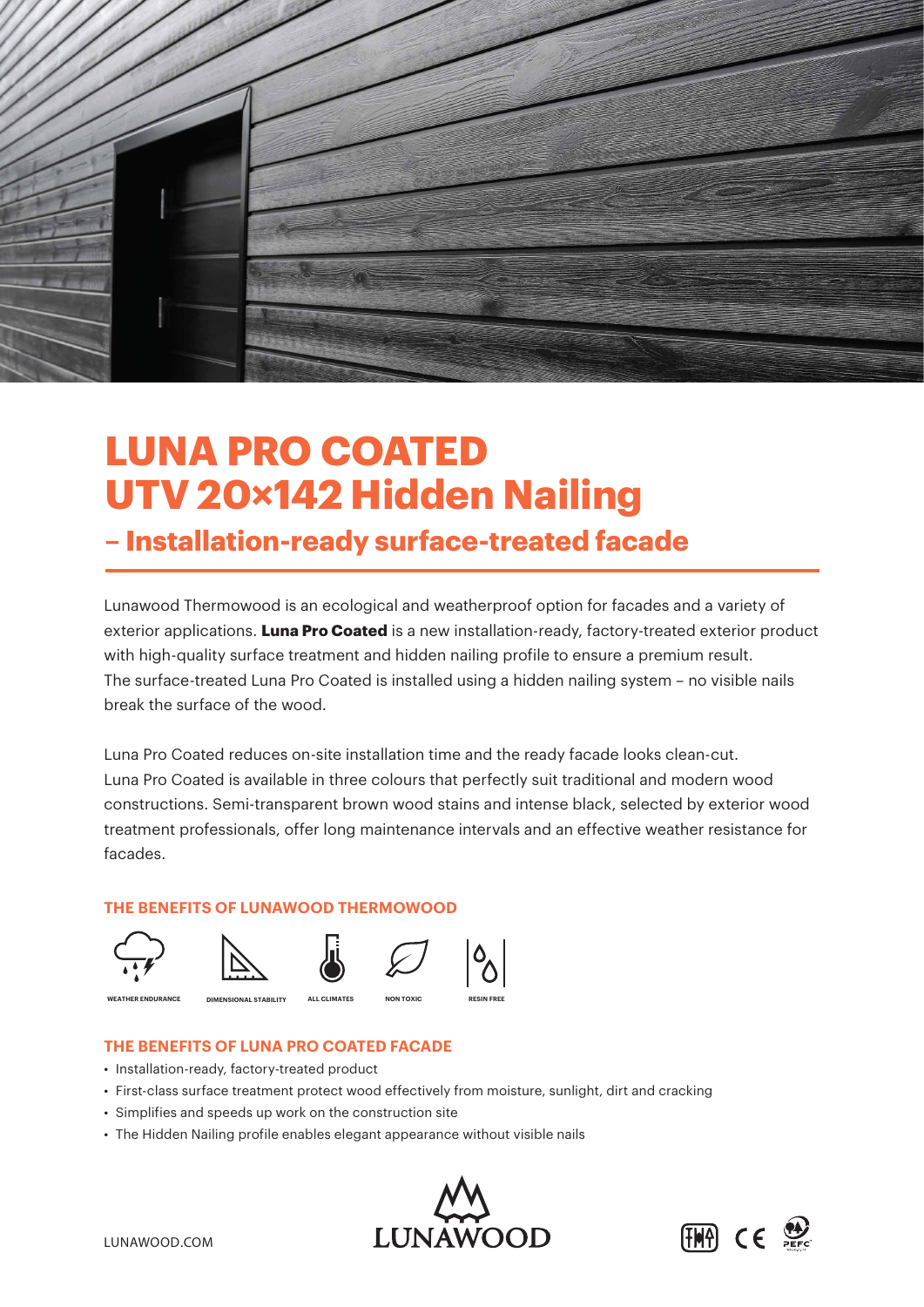# LUNA PRO COATED UTV 20×142 Hidden Nailing

## – Installation-ready surface-treated facade

Lunawood Thermowood is an ecological and weatherproof option for facades and a variety of exterior applications. **Luna Pro Coated** is a new installation-ready, factory-treated exterior product with high-quality surface treatment and hidden nailing profile to ensure a premium result. The surface-treated Luna Pro Coated is installed using a hidden nailing system – no visible nails break the surface of the wood.

Luna Pro Coated reduces on-site installation time and the ready facade looks clean-cut. Luna Pro Coated is available in three colours that perfectly suit traditional and modern wood constructions. Semi-transparent brown wood stains and intense black, selected by exterior wood treatment professionals, offer long maintenance intervals and an effective weather resistance for facades.

### THE BENEFITS OF LUNAWOOD THERMOWOOD

WEATHER ENDURANCE · DIMENSIONAL STABILITY · ALL CLIMATES · NON TOXIC · RESIN FREE

### THE BENEFITS OF LUNA PRO COATED FACADE

- Installation-ready, factory-treated product
- First-class surface treatment protect wood effectively from moisture, sunlight, dirt and cracking
- Simplifies and speeds up work on the construction site
- The Hidden Nailing profile enables elegant appearance without visible nails

LUNAWOOD.COM

LUNAWOOD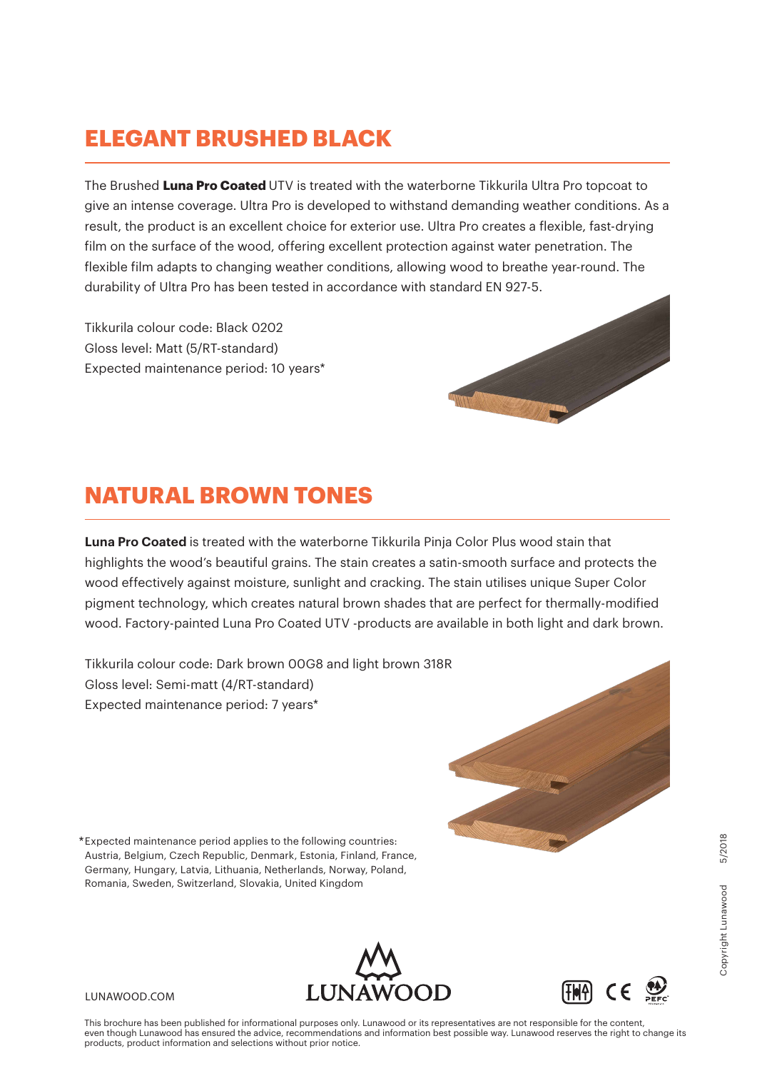## ELEGANT BRUSHED BLACK

The Brushed **Luna Pro Coated** UTV is treated with the waterborne Tikkurila Ultra Pro topcoat to give an intense coverage. Ultra Pro is developed to withstand demanding weather conditions. As a result, the product is an excellent choice for exterior use. Ultra Pro creates a flexible, fast-drying film on the surface of the wood, offering excellent protection against water penetration. The flexible film adapts to changing weather conditions, allowing wood to breathe year-round. The durability of Ultra Pro has been tested in accordance with standard EN 927-5.

Tikkurila colour code: Black 0202
Gloss level: Matt (5/RT-standard)
Expected maintenance period: 10 years*

## NATURAL BROWN TONES

**Luna Pro Coated** is treated with the waterborne Tikkurila Pinja Color Plus wood stain that highlights the wood's beautiful grains. The stain creates a satin-smooth surface and protects the wood effectively against moisture, sunlight and cracking. The stain utilises unique Super Color pigment technology, which creates natural brown shades that are perfect for thermally-modified wood. Factory-painted Luna Pro Coated UTV -products are available in both light and dark brown.

Tikkurila colour code: Dark brown 00G8 and light brown 318R
Gloss level: Semi-matt (4/RT-standard)
Expected maintenance period: 7 years*

*Expected maintenance period applies to the following countries: Austria, Belgium, Czech Republic, Denmark, Estonia, Finland, France, Germany, Hungary, Latvia, Lithuania, Netherlands, Norway, Poland, Romania, Sweden, Switzerland, Slovakia, United Kingdom

LUNAWOOD.COM

LUNAWOOD

Copyright Lunawood 5/2018

This brochure has been published for informational purposes only. Lunawood or its representatives are not responsible for the content, even though Lunawood has ensured the advice, recommendations and information best possible way. Lunawood reserves the right to change its products, product information and selections without prior notice.